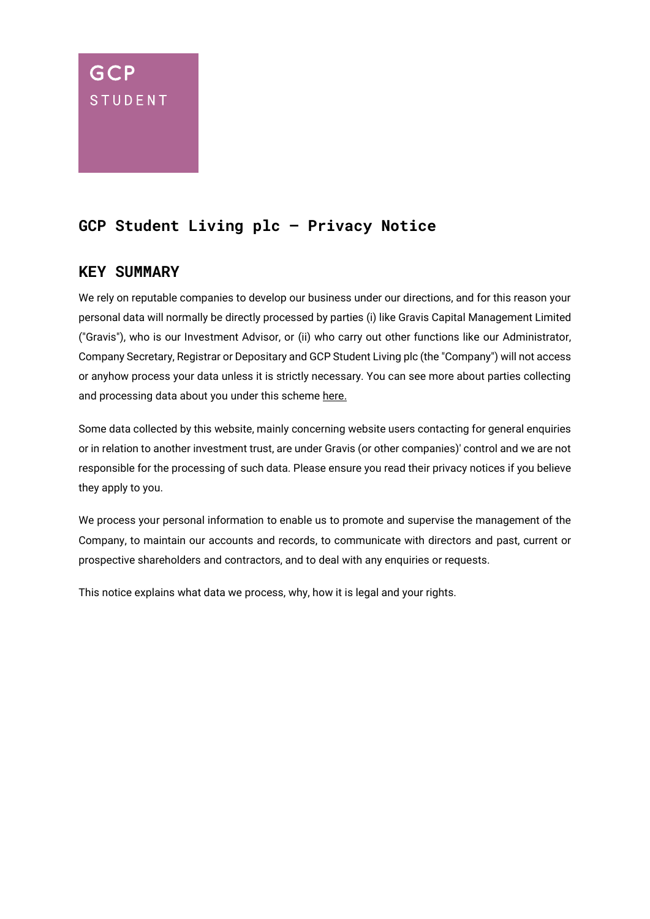GCP

STUDENT

# GCP Student Living plc – Privacy Notice

## KEY SUMMARY

We rely on reputable companies to develop our business under our directions, and for this reason your personal data will normally be directly processed by parties (i) like Gravis Capital Management Limited ("Gravis"), who is our Investment Advisor, or (ii) who carry out other functions like our Administrator, Company Secretary, Registrar or Depositary and GCP Student Living plc (the "Company") will not access or anyhow process your data unless it is strictly necessary. You can see more about parties collecting and processing data about you under this scheme here.

Some data collected by this website, mainly concerning website users contacting for general enquiries or in relation to another investment trust, are under Gravis (or other companies)' control and we are not responsible for the processing of such data. Please ensure you read their privacy notices if you believe they apply to you.

We process your personal information to enable us to promote and supervise the management of the Company, to maintain our accounts and records, to communicate with directors and past, current or prospective shareholders and contractors, and to deal with any enquiries or requests.

This notice explains what data we process, why, how it is legal and your rights.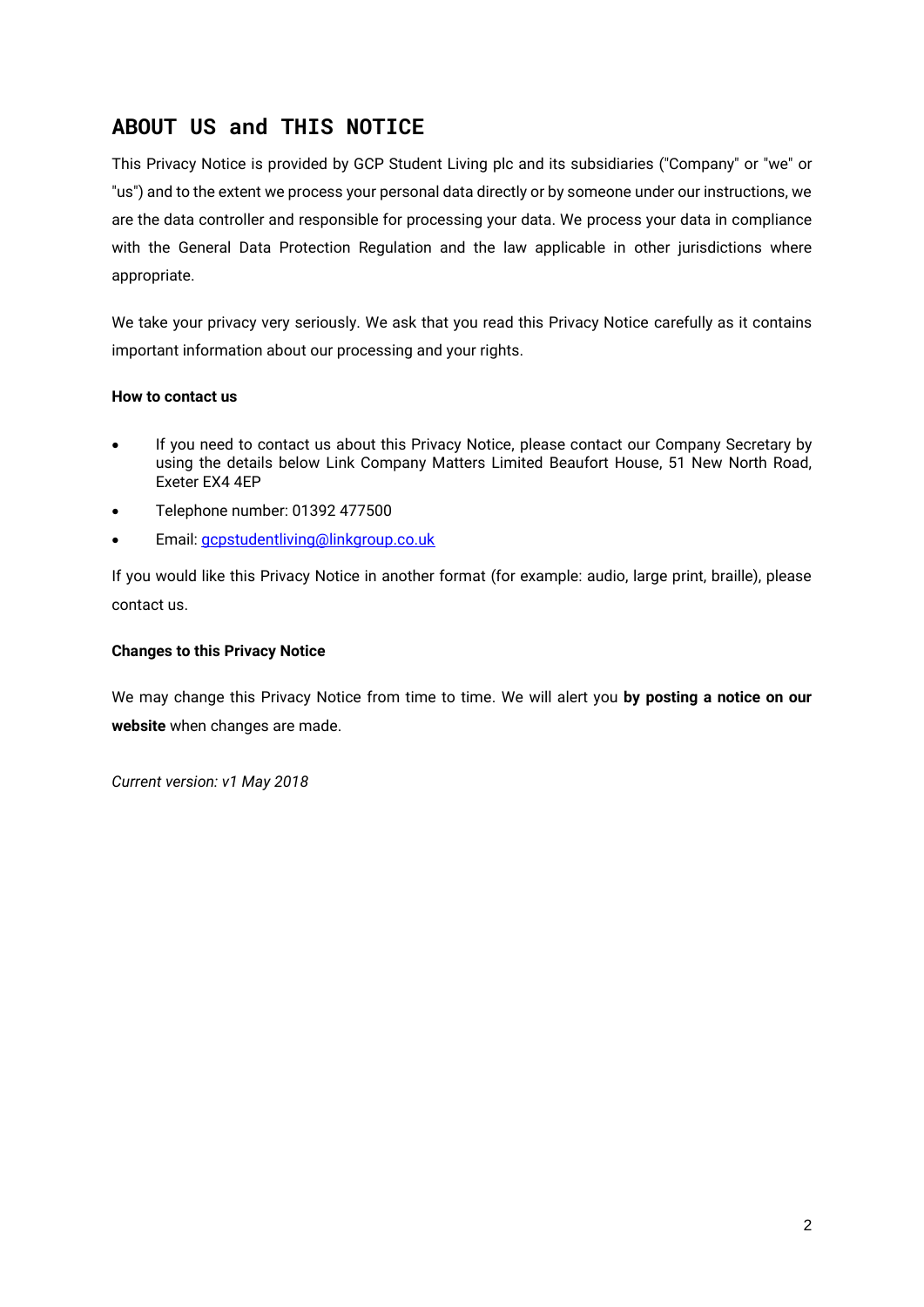# ABOUT US and THIS NOTICE

This Privacy Notice is provided by GCP Student Living plc and its subsidiaries ("Company" or "we" or "us") and to the extent we process your personal data directly or by someone under our instructions, we are the data controller and responsible for processing your data. We process your data in compliance with the General Data Protection Regulation and the law applicable in other jurisdictions where appropriate.

We take your privacy very seriously. We ask that you read this Privacy Notice carefully as it contains important information about our processing and your rights.

**How to contact us**

- If you need to contact us about this Privacy Notice, please contact our Company Secretary by using the details below Link Company Matters Limited Beaufort House, 51 New North Road, Exeter EX4 4EP
- Telephone number: 01392 477500
- Email: gcpstudentliving@linkgroup.co.uk

If you would like this Privacy Notice in another format (for example: audio, large print, braille), please contact us.

**Changes to this Privacy Notice**

We may change this Privacy Notice from time to time. We will alert you **by posting a notice on our website** when changes are made.

*Current version: v1 May 2018*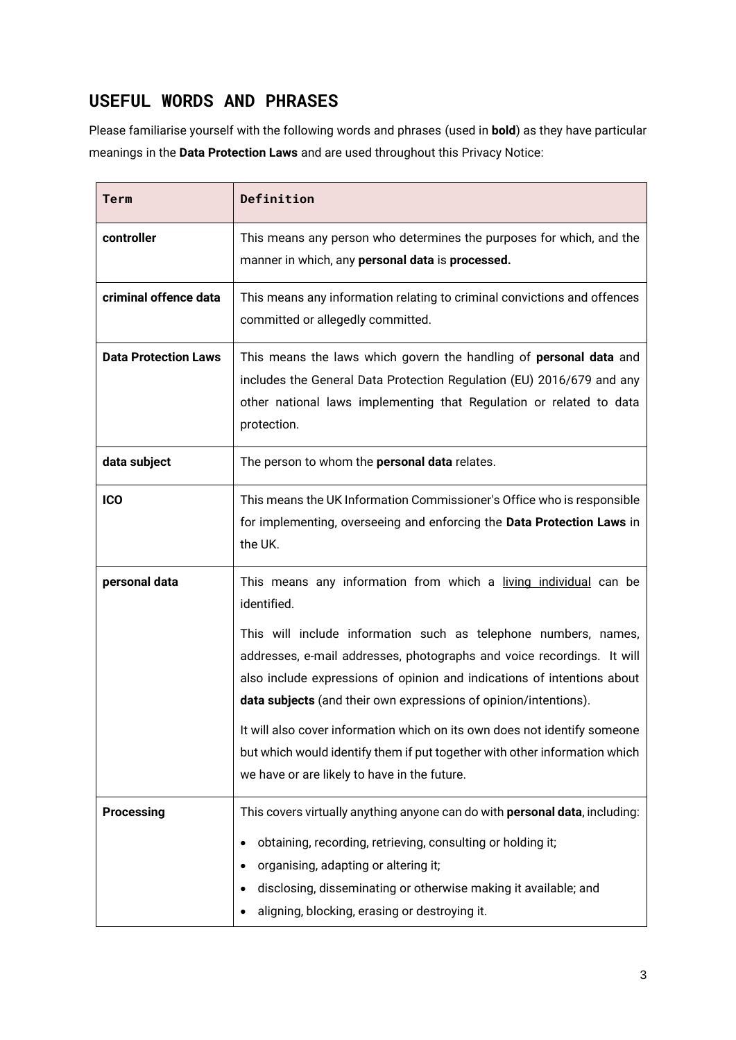## USEFUL WORDS AND PHRASES

Please familiarise yourself with the following words and phrases (used in **bold**) as they have particular meanings in the **Data Protection Laws** and are used throughout this Privacy Notice:

| Term | Definition |
|---|---|
| **controller** | This means any person who determines the purposes for which, and the manner in which, any **personal data** is **processed.** |
| **criminal offence data** | This means any information relating to criminal convictions and offences committed or allegedly committed. |
| **Data Protection Laws** | This means the laws which govern the handling of **personal data** and includes the General Data Protection Regulation (EU) 2016/679 and any other national laws implementing that Regulation or related to data protection. |
| **data subject** | The person to whom the **personal data** relates. |
| **ICO** | This means the UK Information Commissioner's Office who is responsible for implementing, overseeing and enforcing the **Data Protection Laws** in the UK. |
| **personal data** | This means any information from which a <u>living individual</u> can be identified.<br><br>This will include information such as telephone numbers, names, addresses, e-mail addresses, photographs and voice recordings. It will also include expressions of opinion and indications of intentions about **data subjects** (and their own expressions of opinion/intentions).<br><br>It will also cover information which on its own does not identify someone but which would identify them if put together with other information which we have or are likely to have in the future. |
| **Processing** | This covers virtually anything anyone can do with **personal data**, including:<br>• obtaining, recording, retrieving, consulting or holding it;<br>• organising, adapting or altering it;<br>• disclosing, disseminating or otherwise making it available; and<br>• aligning, blocking, erasing or destroying it. |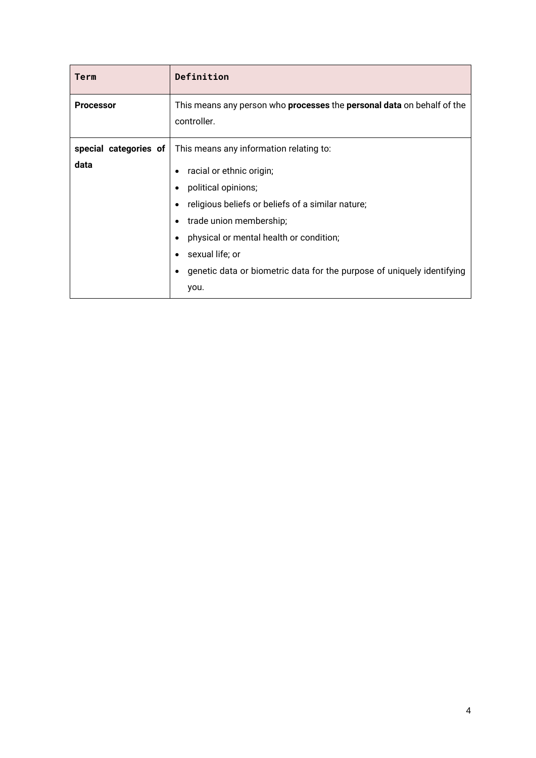| Term | Definition |
|---|---|
| **Processor** | This means any person who **processes** the **personal data** on behalf of the controller. |
| **special categories of data** | This means any information relating to:<br>• racial or ethnic origin;<br>• political opinions;<br>• religious beliefs or beliefs of a similar nature;<br>• trade union membership;<br>• physical or mental health or condition;<br>• sexual life; or<br>• genetic data or biometric data for the purpose of uniquely identifying you. |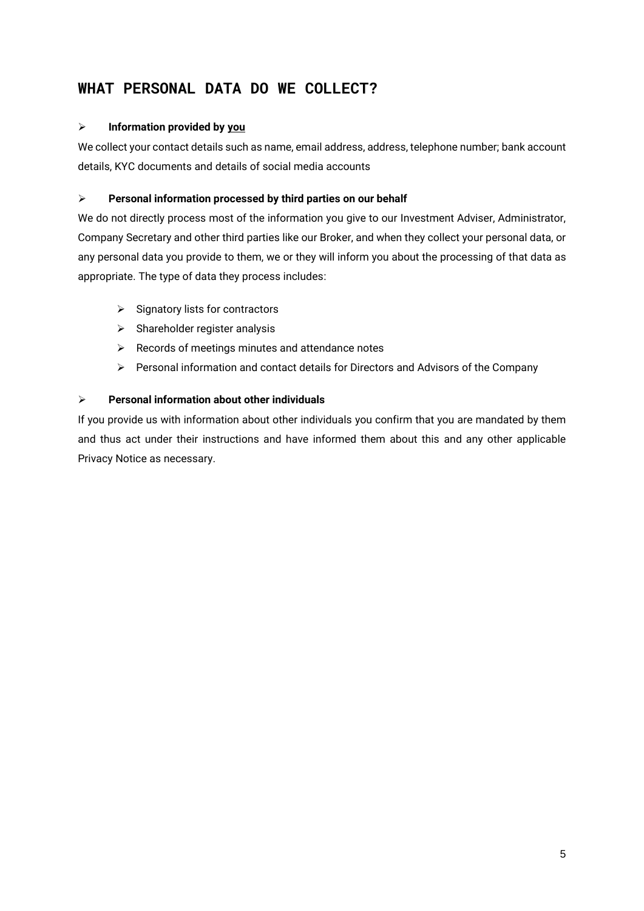## WHAT PERSONAL DATA DO WE COLLECT?

- **Information provided by <u>you</u>**

We collect your contact details such as name, email address, address, telephone number; bank account details, KYC documents and details of social media accounts

- **Personal information processed by third parties on our behalf**

We do not directly process most of the information you give to our Investment Adviser, Administrator, Company Secretary and other third parties like our Broker, and when they collect your personal data, or any personal data you provide to them, we or they will inform you about the processing of that data as appropriate. The type of data they process includes:

  - Signatory lists for contractors
  - Shareholder register analysis
  - Records of meetings minutes and attendance notes
  - Personal information and contact details for Directors and Advisors of the Company

- **Personal information about other individuals**

If you provide us with information about other individuals you confirm that you are mandated by them and thus act under their instructions and have informed them about this and any other applicable Privacy Notice as necessary.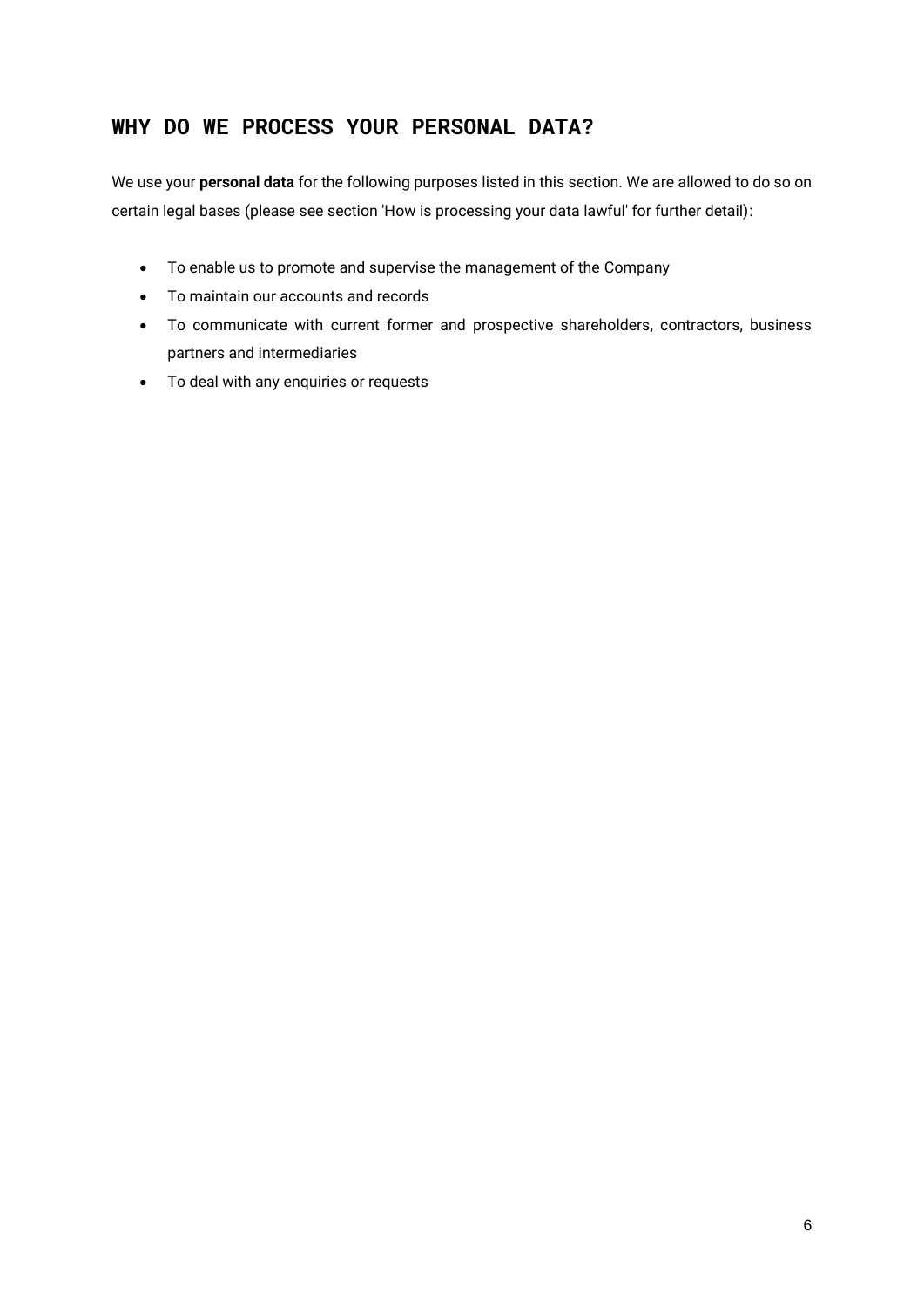## WHY DO WE PROCESS YOUR PERSONAL DATA?

We use your **personal data** for the following purposes listed in this section. We are allowed to do so on certain legal bases (please see section 'How is processing your data lawful' for further detail):

- To enable us to promote and supervise the management of the Company
- To maintain our accounts and records
- To communicate with current former and prospective shareholders, contractors, business partners and intermediaries
- To deal with any enquiries or requests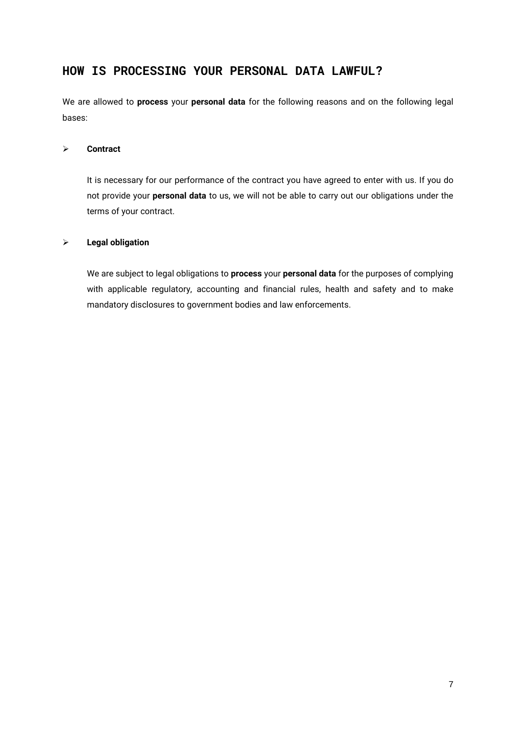## HOW IS PROCESSING YOUR PERSONAL DATA LAWFUL?

We are allowed to **process** your **personal data** for the following reasons and on the following legal bases:

- **Contract**

  It is necessary for our performance of the contract you have agreed to enter with us. If you do not provide your **personal data** to us, we will not be able to carry out our obligations under the terms of your contract.

- **Legal obligation**

  We are subject to legal obligations to **process** your **personal data** for the purposes of complying with applicable regulatory, accounting and financial rules, health and safety and to make mandatory disclosures to government bodies and law enforcements.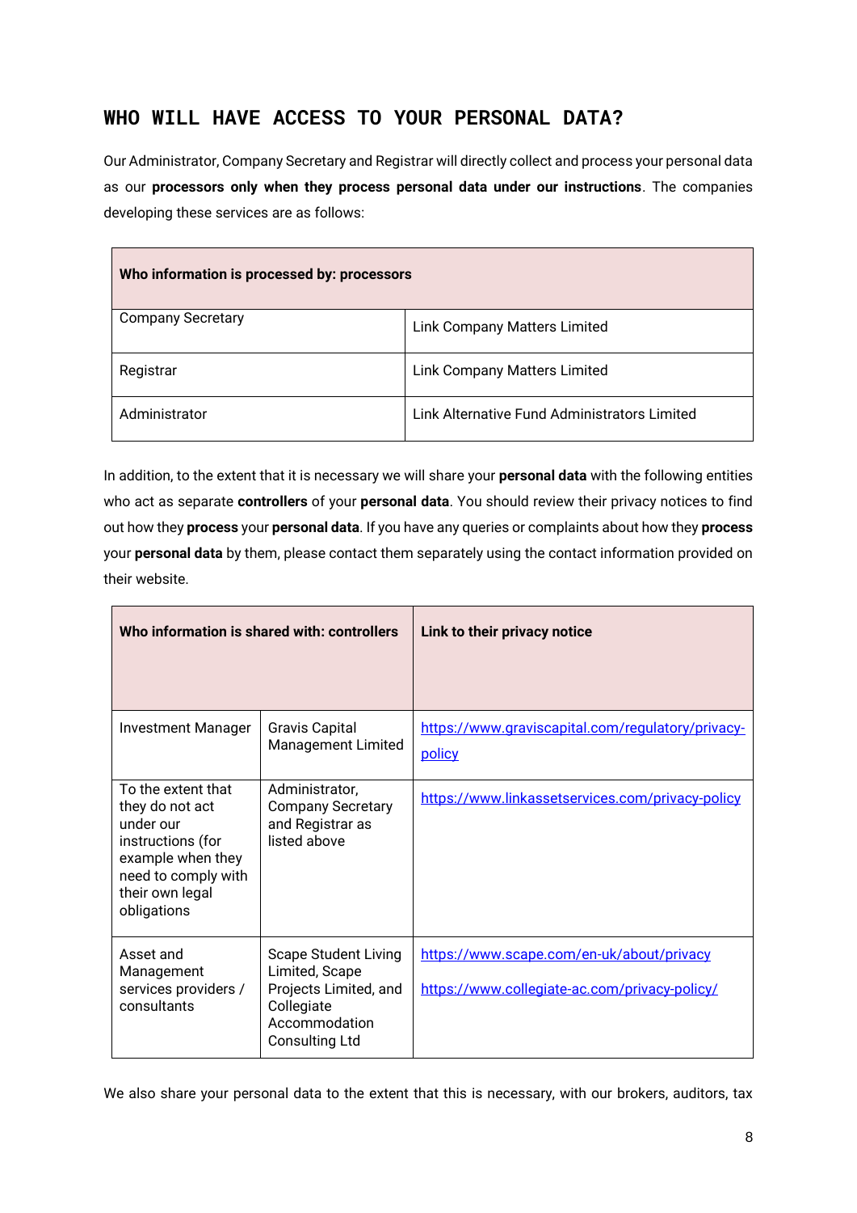## WHO WILL HAVE ACCESS TO YOUR PERSONAL DATA?

Our Administrator, Company Secretary and Registrar will directly collect and process your personal data as our **processors only when they process personal data under our instructions**. The companies developing these services are as follows:

| **Who information is processed by: processors** | |
|---|---|
| Company Secretary | Link Company Matters Limited |
| Registrar | Link Company Matters Limited |
| Administrator | Link Alternative Fund Administrators Limited |

In addition, to the extent that it is necessary we will share your **personal data** with the following entities who act as separate **controllers** of your **personal data**. You should review their privacy notices to find out how they **process** your **personal data**. If you have any queries or complaints about how they **process** your **personal data** by them, please contact them separately using the contact information provided on their website.

| **Who information is shared with: controllers** | | **Link to their privacy notice** |
|---|---|---|
| Investment Manager | Gravis Capital Management Limited | https://www.graviscapital.com/regulatory/privacy-policy |
| To the extent that they do not act under our instructions (for example when they need to comply with their own legal obligations | Administrator, Company Secretary and Registrar as listed above | https://www.linkassetservices.com/privacy-policy |
| Asset and Management services providers / consultants | Scape Student Living Limited, Scape Projects Limited, and Collegiate Accommodation Consulting Ltd | https://www.scape.com/en-uk/about/privacy<br>https://www.collegiate-ac.com/privacy-policy/ |

We also share your personal data to the extent that this is necessary, with our brokers, auditors, tax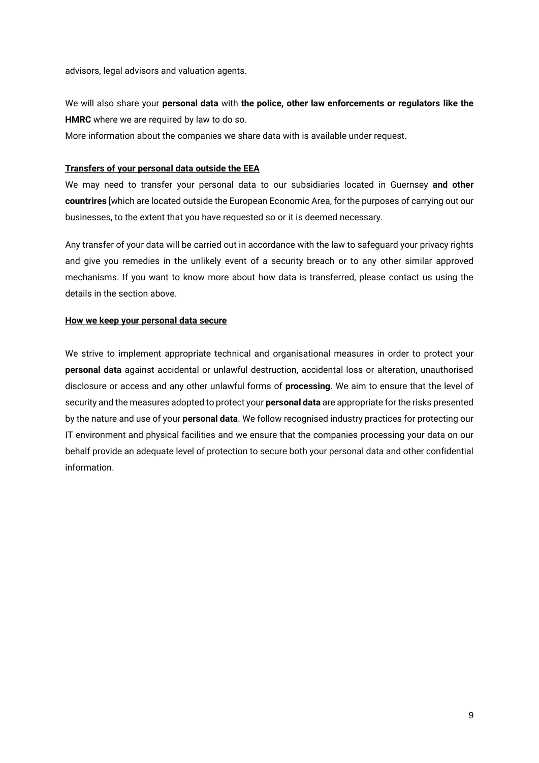advisors, legal advisors and valuation agents.

We will also share your **personal data** with **the police, other law enforcements or regulators like the HMRC** where we are required by law to do so.

More information about the companies we share data with is available under request.

**Transfers of your personal data outside the EEA**

We may need to transfer your personal data to our subsidiaries located in Guernsey **and other countrires** [which are located outside the European Economic Area, for the purposes of carrying out our businesses, to the extent that you have requested so or it is deemed necessary.

Any transfer of your data will be carried out in accordance with the law to safeguard your privacy rights and give you remedies in the unlikely event of a security breach or to any other similar approved mechanisms. If you want to know more about how data is transferred, please contact us using the details in the section above.

**How we keep your personal data secure**

We strive to implement appropriate technical and organisational measures in order to protect your **personal data** against accidental or unlawful destruction, accidental loss or alteration, unauthorised disclosure or access and any other unlawful forms of **processing**. We aim to ensure that the level of security and the measures adopted to protect your **personal data** are appropriate for the risks presented by the nature and use of your **personal data**. We follow recognised industry practices for protecting our IT environment and physical facilities and we ensure that the companies processing your data on our behalf provide an adequate level of protection to secure both your personal data and other confidential information.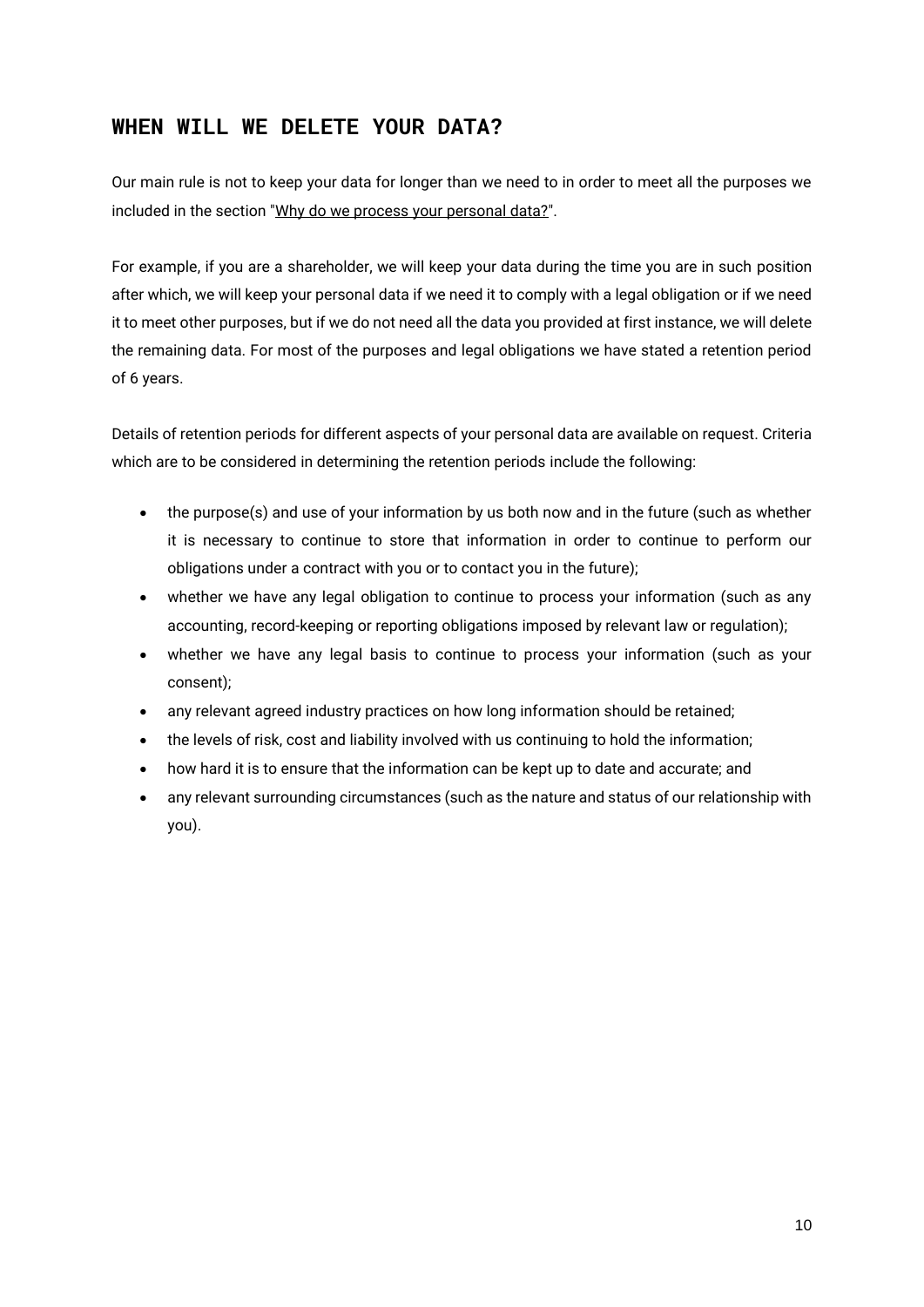## WHEN WILL WE DELETE YOUR DATA?

Our main rule is not to keep your data for longer than we need to in order to meet all the purposes we included in the section "Why do we process your personal data?".

For example, if you are a shareholder, we will keep your data during the time you are in such position after which, we will keep your personal data if we need it to comply with a legal obligation or if we need it to meet other purposes, but if we do not need all the data you provided at first instance, we will delete the remaining data. For most of the purposes and legal obligations we have stated a retention period of 6 years.

Details of retention periods for different aspects of your personal data are available on request. Criteria which are to be considered in determining the retention periods include the following:

- the purpose(s) and use of your information by us both now and in the future (such as whether it is necessary to continue to store that information in order to continue to perform our obligations under a contract with you or to contact you in the future);
- whether we have any legal obligation to continue to process your information (such as any accounting, record-keeping or reporting obligations imposed by relevant law or regulation);
- whether we have any legal basis to continue to process your information (such as your consent);
- any relevant agreed industry practices on how long information should be retained;
- the levels of risk, cost and liability involved with us continuing to hold the information;
- how hard it is to ensure that the information can be kept up to date and accurate; and
- any relevant surrounding circumstances (such as the nature and status of our relationship with you).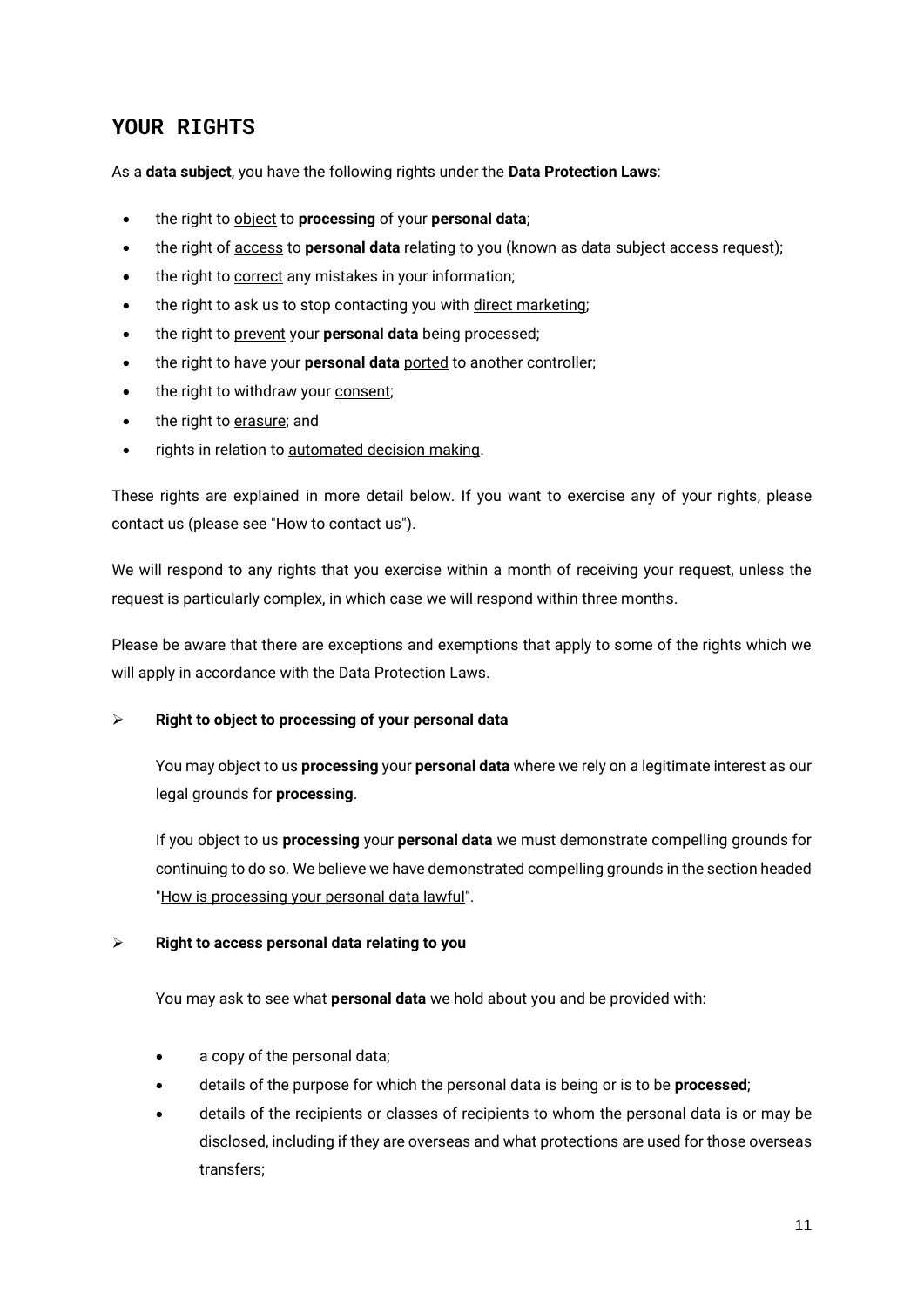## YOUR RIGHTS

As a **data subject**, you have the following rights under the **Data Protection Laws**:

- the right to object to **processing** of your **personal data**;
- the right of access to **personal data** relating to you (known as data subject access request);
- the right to correct any mistakes in your information;
- the right to ask us to stop contacting you with direct marketing;
- the right to prevent your **personal data** being processed;
- the right to have your **personal data** ported to another controller;
- the right to withdraw your consent;
- the right to erasure; and
- rights in relation to automated decision making.

These rights are explained in more detail below. If you want to exercise any of your rights, please contact us (please see "How to contact us").

We will respond to any rights that you exercise within a month of receiving your request, unless the request is particularly complex, in which case we will respond within three months.

Please be aware that there are exceptions and exemptions that apply to some of the rights which we will apply in accordance with the Data Protection Laws.

- **Right to object to processing of your personal data**

  You may object to us **processing** your **personal data** where we rely on a legitimate interest as our legal grounds for **processing**.

  If you object to us **processing** your **personal data** we must demonstrate compelling grounds for continuing to do so. We believe we have demonstrated compelling grounds in the section headed "How is processing your personal data lawful".

- **Right to access personal data relating to you**

  You may ask to see what **personal data** we hold about you and be provided with:

  - a copy of the personal data;
  - details of the purpose for which the personal data is being or is to be **processed**;
  - details of the recipients or classes of recipients to whom the personal data is or may be disclosed, including if they are overseas and what protections are used for those overseas transfers;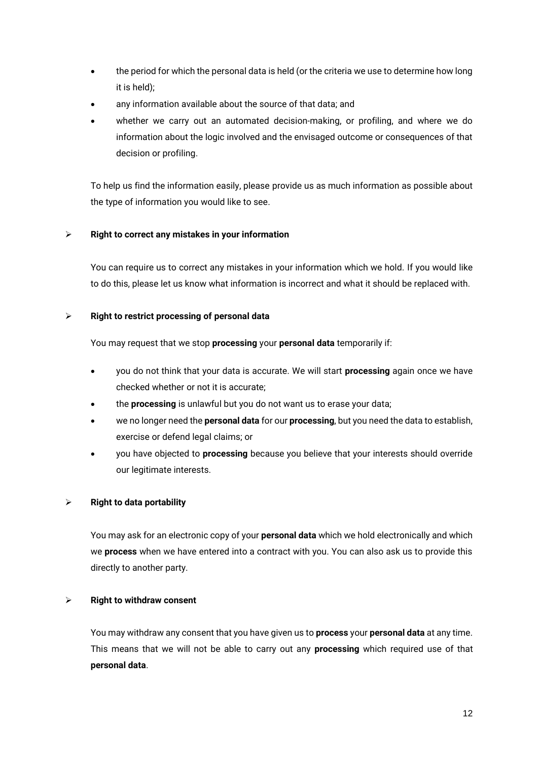- the period for which the personal data is held (or the criteria we use to determine how long it is held);
- any information available about the source of that data; and
- whether we carry out an automated decision-making, or profiling, and where we do information about the logic involved and the envisaged outcome or consequences of that decision or profiling.

To help us find the information easily, please provide us as much information as possible about the type of information you would like to see.

➢ **Right to correct any mistakes in your information**

You can require us to correct any mistakes in your information which we hold. If you would like to do this, please let us know what information is incorrect and what it should be replaced with.

➢ **Right to restrict processing of personal data**

You may request that we stop **processing** your **personal data** temporarily if:

- you do not think that your data is accurate. We will start **processing** again once we have checked whether or not it is accurate;
- the **processing** is unlawful but you do not want us to erase your data;
- we no longer need the **personal data** for our **processing**, but you need the data to establish, exercise or defend legal claims; or
- you have objected to **processing** because you believe that your interests should override our legitimate interests.

➢ **Right to data portability**

You may ask for an electronic copy of your **personal data** which we hold electronically and which we **process** when we have entered into a contract with you. You can also ask us to provide this directly to another party.

➢ **Right to withdraw consent**

You may withdraw any consent that you have given us to **process** your **personal data** at any time. This means that we will not be able to carry out any **processing** which required use of that **personal data**.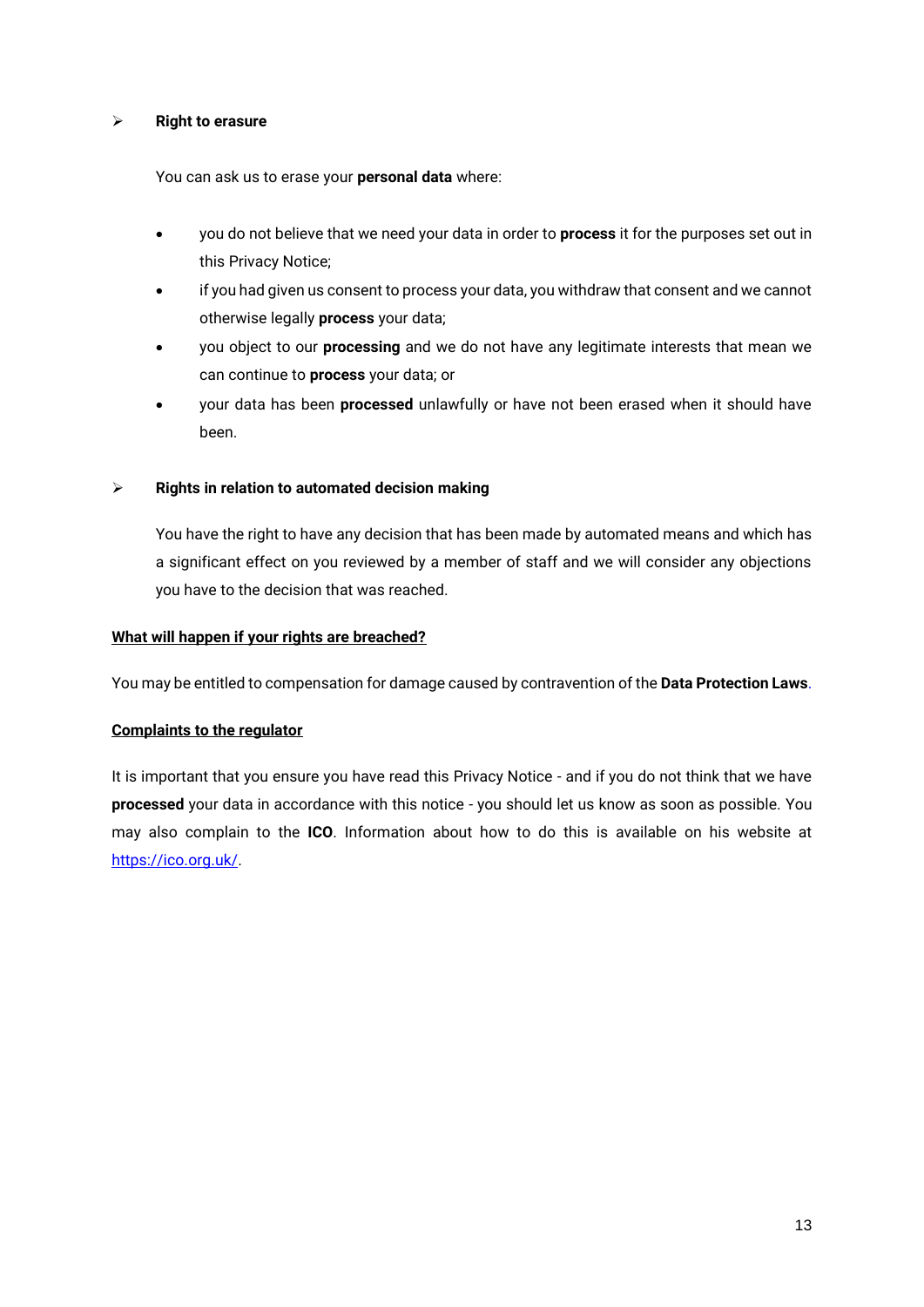- **Right to erasure**

  You can ask us to erase your **personal data** where:

  - you do not believe that we need your data in order to **process** it for the purposes set out in this Privacy Notice;
  - if you had given us consent to process your data, you withdraw that consent and we cannot otherwise legally **process** your data;
  - you object to our **processing** and we do not have any legitimate interests that mean we can continue to **process** your data; or
  - your data has been **processed** unlawfully or have not been erased when it should have been.

- **Rights in relation to automated decision making**

  You have the right to have any decision that has been made by automated means and which has a significant effect on you reviewed by a member of staff and we will consider any objections you have to the decision that was reached.

**What will happen if your rights are breached?**

You may be entitled to compensation for damage caused by contravention of the **Data Protection Laws**.

**Complaints to the regulator**

It is important that you ensure you have read this Privacy Notice - and if you do not think that we have **processed** your data in accordance with this notice - you should let us know as soon as possible. You may also complain to the **ICO**. Information about how to do this is available on his website at [https://ico.org.uk/](https://ico.org.uk/).